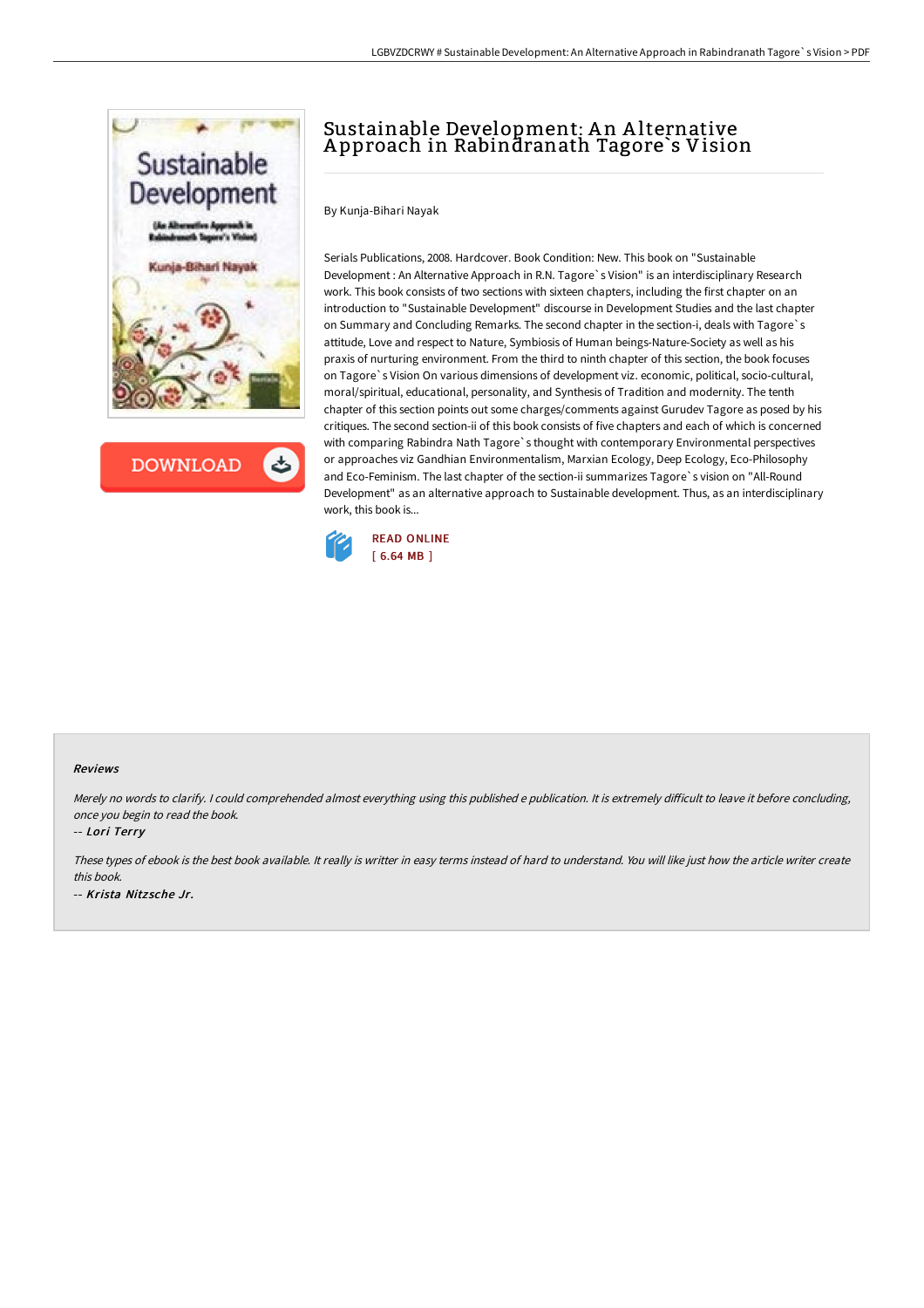# Sustainable Development: An Alternative Approach in Rabindranath Tagore`s Vision

By Kunja-Bihari Nayak

Serials Publications, 2008. Hardcover. Book Condition: New. This book on "Sustainable Development : An Alternative Approach in R.N. Tagore`s Vision" is an interdisciplinary Research work. This book consists of two sections with sixteen chapters, including the first chapter on an introduction to "Sustainable Development" discourse in Development Studies and the last chapter on Summary and Concluding Remarks. The second chapter in the section-i, deals with Tagore`s attitude, Love and respect to Nature, Symbiosis of Human beings-Nature-Society as well as his praxis of nurturing environment. From the third to ninth chapter of this section, the book focuses on Tagore`s Vision On various dimensions of development viz. economic, political, socio-cultural, moral/spiritual, educational, personality, and Synthesis of Tradition and modernity. The tenth chapter of this section points out some charges/comments against Gurudev Tagore as posed by his critiques. The second section-ii of this book consists of five chapters and each of which is concerned with comparing Rabindra Nath Tagore`s thought with contemporary Environmental perspectives or approaches viz Gandhian Environmentalism, Marxian Ecology, Deep Ecology, Eco-Philosophy and Eco-Feminism. The last chapter of the section-ii summarizes Tagore`s vision on "All-Round Development" as an alternative approach to Sustainable development. Thus, as an interdisciplinary work, this book is...

READ ONLINE
[ 6.64 MB ]

### Reviews

*Merely no words to clarify. I could comprehended almost everything using this published e publication. It is extremely difficult to leave it before concluding, once you begin to read the book.*

-- *Lori Terry*

*These types of ebook is the best book available. It really is writter in easy terms instead of hard to understand. You will like just how the article writer create this book.*

-- *Krista Nitzsche Jr.*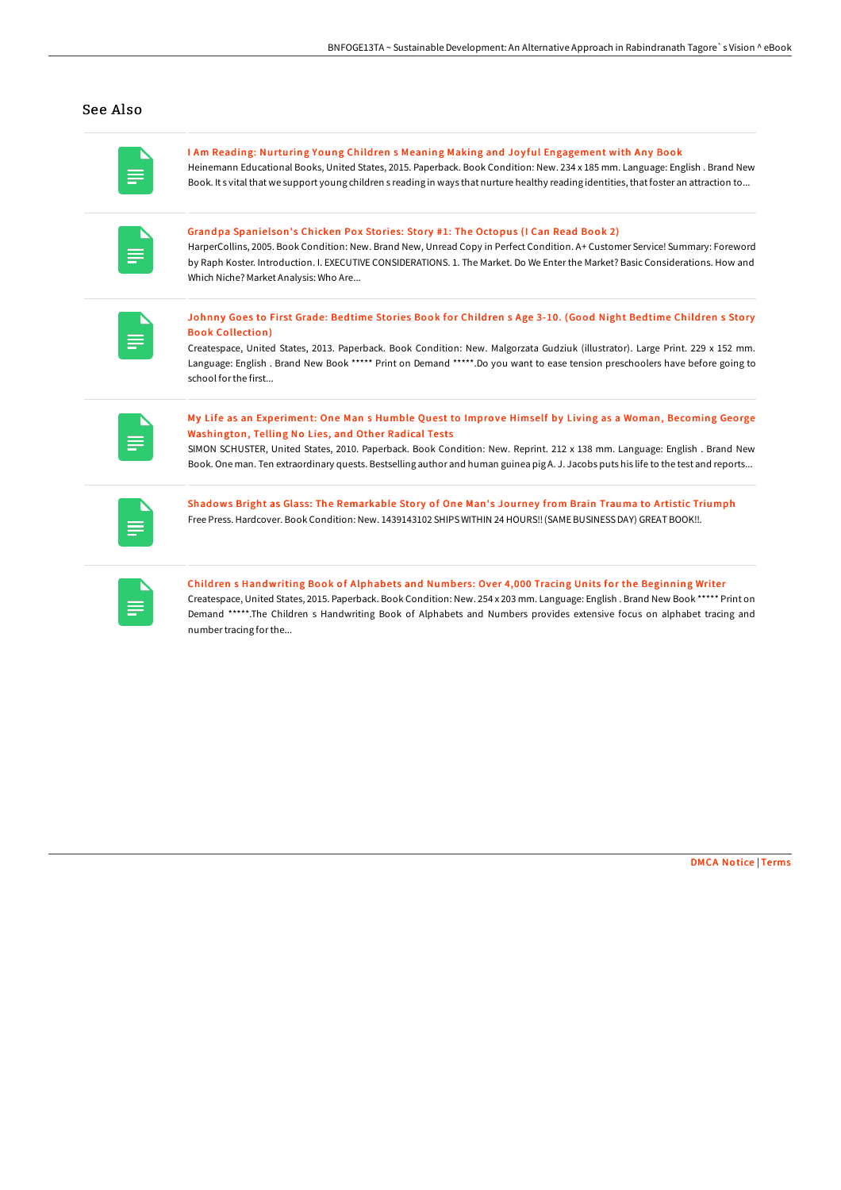## See Also

**I Am Reading: Nurturing Young Children s Meaning Making and Joyful Engagement with Any Book**

Heinemann Educational Books, United States, 2015. Paperback. Book Condition: New. 234 x 185 mm. Language: English . Brand New Book. It s vital that we support young children s reading in ways that nurture healthy reading identities, that foster an attraction to...

**Grandpa Spanielson's Chicken Pox Stories: Story #1: The Octopus (I Can Read Book 2)**

HarperCollins, 2005. Book Condition: New. Brand New, Unread Copy in Perfect Condition. A+ Customer Service! Summary: Foreword by Raph Koster. Introduction. I. EXECUTIVE CONSIDERATIONS. 1. The Market. Do We Enter the Market? Basic Considerations. How and Which Niche? Market Analysis: Who Are...

**Johnny Goes to First Grade: Bedtime Stories Book for Children s Age 3-10. (Good Night Bedtime Children s Story Book Collection)**

Createspace, United States, 2013. Paperback. Book Condition: New. Malgorzata Gudziuk (illustrator). Large Print. 229 x 152 mm. Language: English . Brand New Book ***** Print on Demand *****.Do you want to ease tension preschoolers have before going to school for the first...

**My Life as an Experiment: One Man s Humble Quest to Improve Himself by Living as a Woman, Becoming George Washington, Telling No Lies, and Other Radical Tests**

SIMON SCHUSTER, United States, 2010. Paperback. Book Condition: New. Reprint. 212 x 138 mm. Language: English . Brand New Book. One man. Ten extraordinary quests. Bestselling author and human guinea pig A. J. Jacobs puts his life to the test and reports...

**Shadows Bright as Glass: The Remarkable Story of One Man's Journey from Brain Trauma to Artistic Triumph**

Free Press. Hardcover. Book Condition: New. 1439143102 SHIPS WITHIN 24 HOURS!! (SAME BUSINESS DAY) GREAT BOOK!!.

**Children s Handwriting Book of Alphabets and Numbers: Over 4,000 Tracing Units for the Beginning Writer**

Createspace, United States, 2015. Paperback. Book Condition: New. 254 x 203 mm. Language: English . Brand New Book ***** Print on Demand *****.The Children s Handwriting Book of Alphabets and Numbers provides extensive focus on alphabet tracing and number tracing for the...